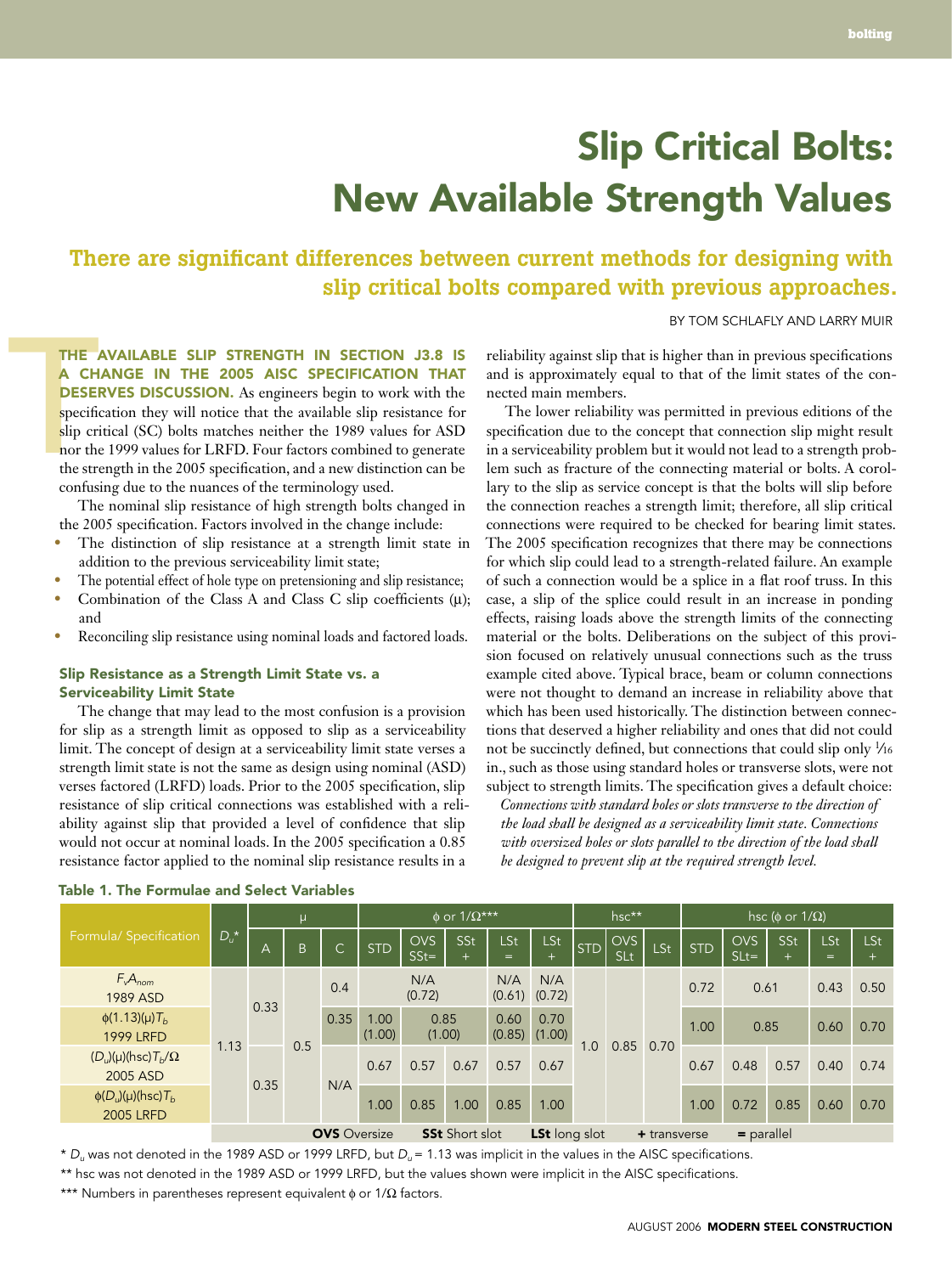# Slip Critical Bolts: New Available Strength Values

## There are significant differences between current methods for designing with slip critical bolts compared with previous approaches.

BY TOM SCHLAFLY AND LARRY MUIR

**THE AVAILABLE SLIP STRENGTH IN SECTION J3.8 IS A CHANGE IN THE 2005 AISC SPECIFICATION THAT DESERVES DISCUSSION.** As engineers begin to work with the specification they will notice that the available slip resistance for slip critical (SC) bolts matches neither the 1989 values for ASD nor the 1999 values for LRFD. Four factors combined to generate the strength in the 2005 specification, and a new distinction can be confusing due to the nuances of the terminology used.

The nominal slip resistance of high strength bolts changed in the 2005 specification. Factors involved in the change include:

- The distinction of slip resistance at a strength limit state in addition to the previous serviceability limit state;
- The potential effect of hole type on pretensioning and slip resistance;
- Combination of the Class A and Class C slip coefficients ($\mu$); and
- Reconciling slip resistance using nominal loads and factored loads.

### Slip Resistance as a Strength Limit State vs. a Serviceability Limit State

The change that may lead to the most confusion is a provision for slip as a strength limit as opposed to slip as a serviceability limit. The concept of design at a serviceability limit state verses a strength limit state is not the same as design using nominal (ASD) verses factored (LRFD) loads. Prior to the 2005 specification, slip resistance of slip critical connections was established with a reliability against slip that provided a level of confidence that slip would not occur at nominal loads. In the 2005 specification a 0.85 resistance factor applied to the nominal slip resistance results in a reliability against slip that is higher than in previous specifications and is approximately equal to that of the limit states of the connected main members.

The lower reliability was permitted in previous editions of the specification due to the concept that connection slip might result in a serviceability problem but it would not lead to a strength problem such as fracture of the connecting material or bolts. A corollary to the slip as service concept is that the bolts will slip before the connection reaches a strength limit; therefore, all slip critical connections were required to be checked for bearing limit states. The 2005 specification recognizes that there may be connections for which slip could lead to a strength-related failure. An example of such a connection would be a splice in a flat roof truss. In this case, a slip of the splice could result in an increase in ponding effects, raising loads above the strength limits of the connecting material or the bolts. Deliberations on the subject of this provision focused on relatively unusual connections such as the truss example cited above. Typical brace, beam or column connections were not thought to demand an increase in reliability above that which has been used historically. The distinction between connections that deserved a higher reliability and ones that did not could not be succinctly defined, but connections that could slip only 1/16 in., such as those using standard holes or transverse slots, were not subject to strength limits. The specification gives a default choice:

*Connections with standard holes or slots transverse to the direction of the load shall be designed as a serviceability limit state. Connections with oversized holes or slots parallel to the direction of the load shall be designed to prevent slip at the required strength level.*

**Table 1. The Formulae and Select Variables**

| Formula/ Specification | $D_u$* | $\mu$ | | | $\phi$ or $1/\Omega$*** | | | | | hsc** | | | hsc ($\phi$ or $1/\Omega$) | | | | |
|---|---|---|---|---|---|---|---|---|---|---|---|---|---|---|---|---|---|
| | | A | B | C | STD | OVS SSt= | SSt + | LSt = | LSt + | STD | OVS SLt | LSt | STD | OVS SLt= | SSt + | LSt = | LSt + |
| $F_v A_{nom}$ 1989 ASD | 1.13 | 0.33 | 0.5 | 0.4 | N/A (0.72) | | | N/A (0.61) | N/A (0.72) | 1.0 | 0.85 | 0.70 | 0.72 | 0.61 | | 0.43 | 0.50 |
| $\phi(1.13)(\mu)T_b$ 1999 LRFD | | | | 0.35 | 1.00 (1.00) | 0.85 (1.00) | | 0.60 (0.85) | 0.70 (1.00) | | | | 1.00 | 0.85 | | 0.60 | 0.70 |
| $(D_u)(\mu)(hsc)T_b/\Omega$ 2005 ASD | | 0.35 | | N/A | 0.67 | 0.57 | 0.67 | 0.57 | 0.67 | | | | 0.67 | 0.48 | 0.57 | 0.40 | 0.74 |
| $\phi(D_u)(\mu)(hsc)T_b$ 2005 LRFD | | | | | 1.00 | 0.85 | 1.00 | 0.85 | 1.00 | | | | 1.00 | 0.72 | 0.85 | 0.60 | 0.70 |

**OVS** Oversize **SSt** Short slot **LSt** long slot **+** transverse **=** parallel

\* $D_u$ was not denoted in the 1989 ASD or 1999 LRFD, but $D_u = 1.13$ was implicit in the values in the AISC specifications.

\*\* hsc was not denoted in the 1989 ASD or 1999 LRFD, but the values shown were implicit in the AISC specifications.

\*\*\* Numbers in parentheses represent equivalent $\phi$ or $1/\Omega$ factors.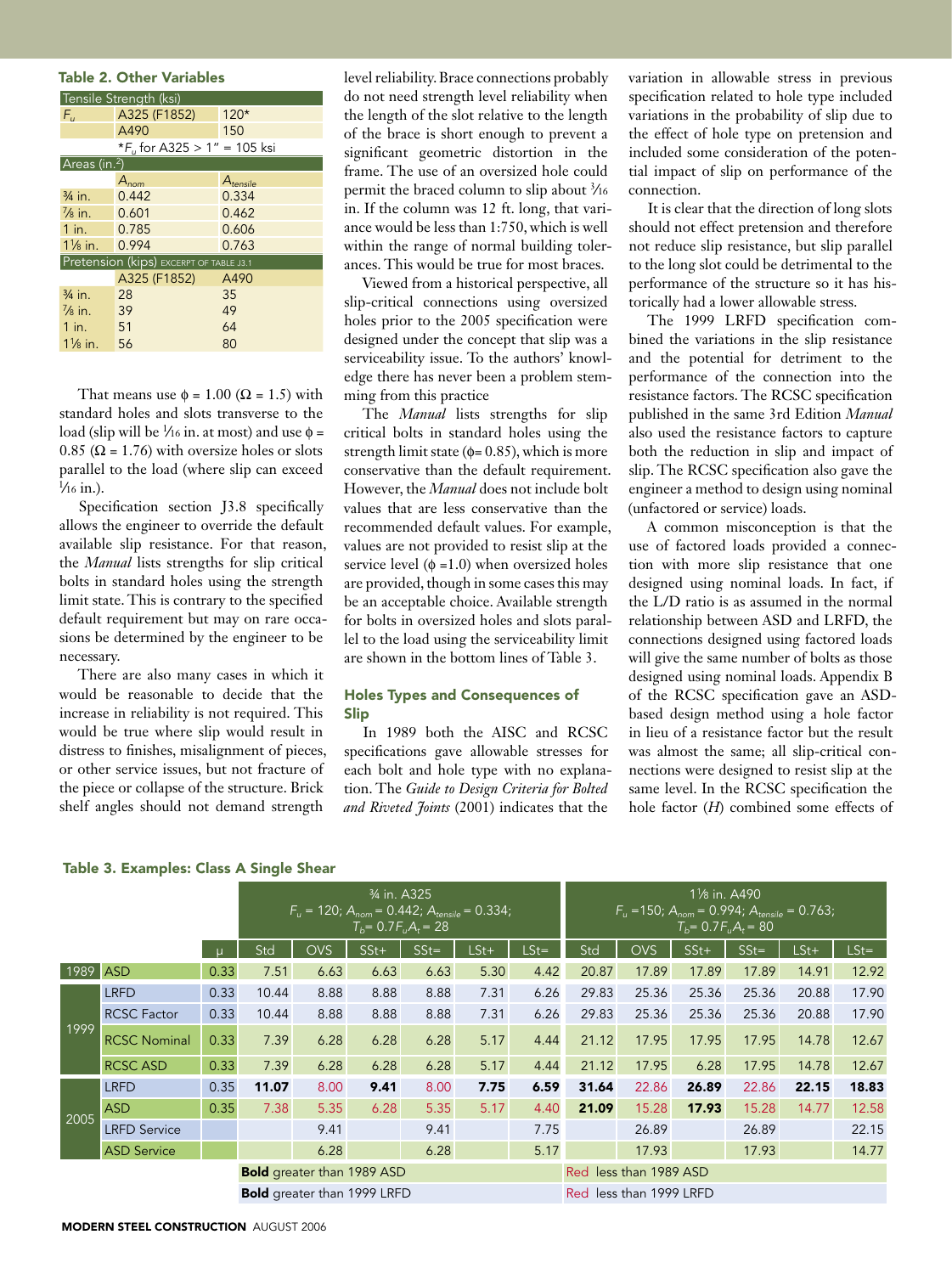**Table 2. Other Variables**

| | | |
|---|---|---|
| Tensile Strength (ksi) | | |
| $F_u$ | A325 (F1852) | 120* |
| | A490 | 150 |
| | *$F_u$ for A325 > 1″ = 105 ksi | |
| Areas (in.$^2$) | | |
| | $A_{nom}$ | $A_{tensile}$ |
| ¾ in. | 0.442 | 0.334 |
| ⅞ in. | 0.601 | 0.462 |
| 1 in. | 0.785 | 0.606 |
| 1⅛ in. | 0.994 | 0.763 |
| Pretension (kips) EXCERPT OF TABLE J3.1 | | |
| | A325 (F1852) | A490 |
| ¾ in. | 28 | 35 |
| ⅞ in. | 39 | 49 |
| 1 in. | 51 | 64 |
| 1⅛ in. | 56 | 80 |

That means use $\phi = 1.00$ ($\Omega = 1.5$) with standard holes and slots transverse to the load (slip will be $^1/_{16}$ in. at most) and use $\phi = 0.85$ ($\Omega = 1.76$) with oversize holes or slots parallel to the load (where slip can exceed $^1/_{16}$ in.).

Specification section J3.8 specifically allows the engineer to override the default available slip resistance. For that reason, the *Manual* lists strengths for slip critical bolts in standard holes using the strength limit state. This is contrary to the specified default requirement but may on rare occasions be determined by the engineer to be necessary.

There are also many cases in which it would be reasonable to decide that the increase in reliability is not required. This would be true where slip would result in distress to finishes, misalignment of pieces, or other service issues, but not fracture of the piece or collapse of the structure. Brick shelf angles should not demand strength level reliability. Brace connections probably do not need strength level reliability when the length of the slot relative to the length of the brace is short enough to prevent a significant geometric distortion in the frame. The use of an oversized hole could permit the braced column to slip about $^3/_{16}$ in. If the column was 12 ft. long, that variance would be less than 1:750, which is well within the range of normal building tolerances. This would be true for most braces.

Viewed from a historical perspective, all slip-critical connections using oversized holes prior to the 2005 specification were designed under the concept that slip was a serviceability issue. To the authors' knowledge there has never been a problem stemming from this practice

The *Manual* lists strengths for slip critical bolts in standard holes using the strength limit state ($\phi = 0.85$), which is more conservative than the default requirement. However, the *Manual* does not include bolt values that are less conservative than the recommended default values. For example, values are not provided to resist slip at the service level ($\phi = 1.0$) when oversized holes are provided, though in some cases this may be an acceptable choice. Available strength for bolts in oversized holes and slots parallel to the load using the serviceability limit are shown in the bottom lines of Table 3.

## Holes Types and Consequences of Slip

In 1989 both the AISC and RCSC specifications gave allowable stresses for each bolt and hole type with no explanation. The *Guide to Design Criteria for Bolted and Riveted Joints* (2001) indicates that the variation in allowable stress in previous specification related to hole type included variations in the probability of slip due to the effect of hole type on pretension and included some consideration of the potential impact of slip on performance of the connection.

It is clear that the direction of long slots should not effect pretension and therefore not reduce slip resistance, but slip parallel to the long slot could be detrimental to the performance of the structure so it has historically had a lower allowable stress.

The 1999 LRFD specification combined the variations in the slip resistance and the potential for detriment to the performance of the connection into the resistance factors. The RCSC specification published in the same 3rd Edition *Manual* also used the resistance factors to capture both the reduction in slip and impact of slip. The RCSC specification also gave the engineer a method to design using nominal (unfactored or service) loads.

A common misconception is that the use of factored loads provided a connection with more slip resistance that one designed using nominal loads. In fact, if the L/D ratio is as assumed in the normal relationship between ASD and LRFD, the connections designed using factored loads will give the same number of bolts as those designed using nominal loads. Appendix B of the RCSC specification gave an ASD-based design method using a hole factor in lieu of a resistance factor but the result was almost the same; all slip-critical connections were designed to resist slip at the same level. In the RCSC specification the hole factor ($H$) combined some effects of

**Table 3. Examples: Class A Single Shear**

| | | | ¾ in. A325 $F_u$ = 120; $A_{nom}$ = 0.442; $A_{tensile}$ = 0.334; $T_b$= 0.7$F_uA_t$ = 28 | | | | | | 1⅛ in. A490 $F_u$ =150; $A_{nom}$ = 0.994; $A_{tensile}$ = 0.763; $T_b$= 0.7$F_uA_t$ = 80 | | | | | |
|---|---|---|---|---|---|---|---|---|---|---|---|---|---|---|
| | | μ | Std | OVS | SSt+ | SSt= | LSt+ | LSt= | Std | OVS | SSt+ | SSt= | LSt+ | LSt= |
| 1989 | ASD | 0.33 | 7.51 | 6.63 | 6.63 | 6.63 | 5.30 | 4.42 | 20.87 | 17.89 | 17.89 | 17.89 | 14.91 | 12.92 |
| 1999 | LRFD | 0.33 | 10.44 | 8.88 | 8.88 | 8.88 | 7.31 | 6.26 | 29.83 | 25.36 | 25.36 | 25.36 | 20.88 | 17.90 |
| | RCSC Factor | 0.33 | 10.44 | 8.88 | 8.88 | 8.88 | 7.31 | 6.26 | 29.83 | 25.36 | 25.36 | 25.36 | 20.88 | 17.90 |
| | RCSC Nominal | 0.33 | 7.39 | 6.28 | 6.28 | 6.28 | 5.17 | 4.44 | 21.12 | 17.95 | 17.95 | 17.95 | 14.78 | 12.67 |
| | RCSC ASD | 0.33 | 7.39 | 6.28 | 6.28 | 6.28 | 5.17 | 4.44 | 21.12 | 17.95 | 6.28 | 17.95 | 14.78 | 12.67 |
| 2005 | LRFD | 0.35 | **11.07** | 8.00 | **9.41** | 8.00 | **7.75** | **6.59** | **31.64** | 22.86 | **26.89** | 22.86 | **22.15** | **18.83** |
| | ASD | 0.35 | 7.38 | 5.35 | 6.28 | 5.35 | 5.17 | 4.40 | **21.09** | 15.28 | **17.93** | 15.28 | 14.77 | 12.58 |
| | LRFD Service | | | 9.41 | | 9.41 | | 7.75 | | 26.89 | | 26.89 | | 22.15 |
| | ASD Service | | | 6.28 | | 6.28 | | 5.17 | | 17.93 | | 17.93 | | 14.77 |

**Bold** greater than 1989 ASD — Red less than 1989 ASD

**Bold** greater than 1999 LRFD — Red less than 1999 LRFD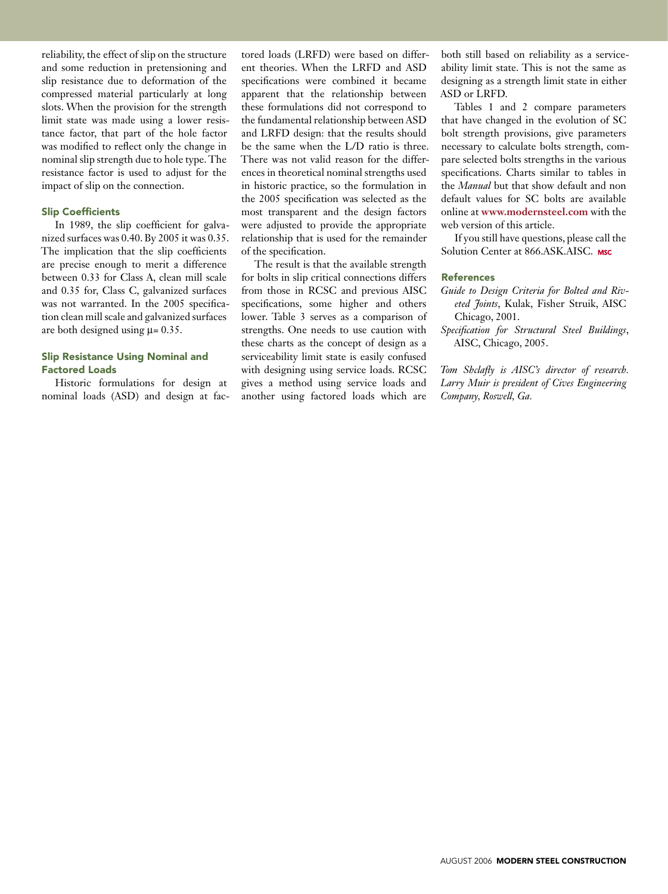reliability, the effect of slip on the structure and some reduction in pretensioning and slip resistance due to deformation of the compressed material particularly at long slots. When the provision for the strength limit state was made using a lower resistance factor, that part of the hole factor was modified to reflect only the change in nominal slip strength due to hole type. The resistance factor is used to adjust for the impact of slip on the connection.

### Slip Coefficients

In 1989, the slip coefficient for galvanized surfaces was 0.40. By 2005 it was 0.35. The implication that the slip coefficients are precise enough to merit a difference between 0.33 for Class A, clean mill scale and 0.35 for, Class C, galvanized surfaces was not warranted. In the 2005 specification clean mill scale and galvanized surfaces are both designed using $\mu = 0.35$.

### Slip Resistance Using Nominal and Factored Loads

Historic formulations for design at nominal loads (ASD) and design at factored loads (LRFD) were based on different theories. When the LRFD and ASD specifications were combined it became apparent that the relationship between these formulations did not correspond to the fundamental relationship between ASD and LRFD design: that the results should be the same when the L/D ratio is three. There was not valid reason for the differences in theoretical nominal strengths used in historic practice, so the formulation in the 2005 specification was selected as the most transparent and the design factors were adjusted to provide the appropriate relationship that is used for the remainder of the specification.

The result is that the available strength for bolts in slip critical connections differs from those in RCSC and previous AISC specifications, some higher and others lower. Table 3 serves as a comparison of strengths. One needs to use caution with these charts as the concept of design as a serviceability limit state is easily confused with designing using service loads. RCSC gives a method using service loads and another using factored loads which are both still based on reliability as a serviceability limit state. This is not the same as designing as a strength limit state in either ASD or LRFD.

Tables 1 and 2 compare parameters that have changed in the evolution of SC bolt strength provisions, give parameters necessary to calculate bolts strength, compare selected bolts strengths in the various specifications. Charts similar to tables in the *Manual* but that show default and non default values for SC bolts are available online at **www.modernsteel.com** with the web version of this article.

If you still have questions, please call the Solution Center at 866.ASK.AISC. MSC

### References

*Guide to Design Criteria for Bolted and Riveted Joints*, Kulak, Fisher Struik, AISC Chicago, 2001.

*Specification for Structural Steel Buildings*, AISC, Chicago, 2005.

*Tom Shclafly is AISC's director of research. Larry Muir is president of Cives Engineering Company, Roswell, Ga.*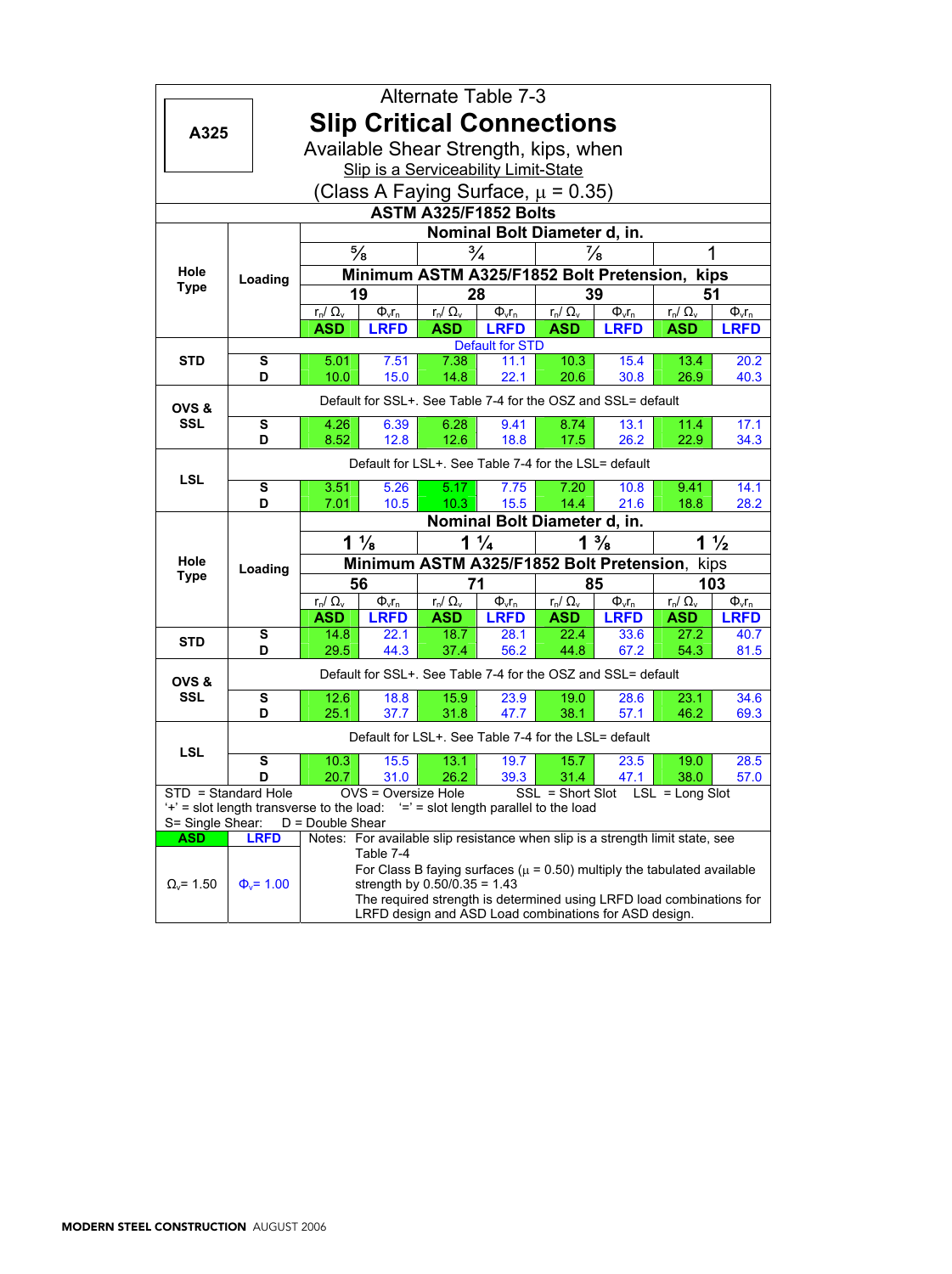# Alternate Table 7-3

**A325**

## Slip Critical Connections

Available Shear Strength, kips, when
Slip is a Serviceability Limit-State
(Class A Faying Surface, $\mu$ = 0.35)

**ASTM A325/F1852 Bolts**

| Hole Type | Loading | 5/8 | | 3/4 | | 7/8 | | 1 | |
|---|---|---|---|---|---|---|---|---|---|
| | | **Minimum ASTM A325/F1852 Bolt Pretension, kips** | | | | | | | |
| | | 19 | | 28 | | 39 | | 51 | |
| | | $r_n/\Omega_v$ | $\Phi_v r_n$ | $r_n/\Omega_v$ | $\Phi_v r_n$ | $r_n/\Omega_v$ | $\Phi_v r_n$ | $r_n/\Omega_v$ | $\Phi_v r_n$ |
| | | **ASD** | **LRFD** | **ASD** | **LRFD** | **ASD** | **LRFD** | **ASD** | **LRFD** |
| STD | | Default for STD | | | | | | | |
| | S | 5.01 | 7.51 | 7.38 | 11.1 | 10.3 | 15.4 | 13.4 | 20.2 |
| | D | 10.0 | 15.0 | 14.8 | 22.1 | 20.6 | 30.8 | 26.9 | 40.3 |
| OVS & SSL | | Default for SSL+. See Table 7-4 for the OSZ and SSL= default | | | | | | | |
| | S | 4.26 | 6.39 | 6.28 | 9.41 | 8.74 | 13.1 | 11.4 | 17.1 |
| | D | 8.52 | 12.8 | 12.6 | 18.8 | 17.5 | 26.2 | 22.9 | 34.3 |
| LSL | | Default for LSL+. See Table 7-4 for the LSL= default | | | | | | | |
| | S | 3.51 | 5.26 | 5.17 | 7.75 | 7.20 | 10.8 | 9.41 | 14.1 |
| | D | 7.01 | 10.5 | 10.3 | 15.5 | 14.4 | 21.6 | 18.8 | 28.2 |

| Hole Type | Loading | 1 1/8 | | 1 1/4 | | 1 3/8 | | 1 1/2 | |
|---|---|---|---|---|---|---|---|---|---|
| | | **Minimum ASTM A325/F1852 Bolt Pretension, kips** | | | | | | | |
| | | 56 | | 71 | | 85 | | 103 | |
| | | $r_n/\Omega_v$ | $\Phi_v r_n$ | $r_n/\Omega_v$ | $\Phi_v r_n$ | $r_n/\Omega_v$ | $\Phi_v r_n$ | $r_n/\Omega_v$ | $\Phi_v r_n$ |
| | | **ASD** | **LRFD** | **ASD** | **LRFD** | **ASD** | **LRFD** | **ASD** | **LRFD** |
| STD | S | 14.8 | 22.1 | 18.7 | 28.1 | 22.4 | 33.6 | 27.2 | 40.7 |
| | D | 29.5 | 44.3 | 37.4 | 56.2 | 44.8 | 67.2 | 54.3 | 81.5 |
| OVS & SSL | | Default for SSL+. See Table 7-4 for the OSZ and SSL= default | | | | | | | |
| | S | 12.6 | 18.8 | 15.9 | 23.9 | 19.0 | 28.6 | 23.1 | 34.6 |
| | D | 25.1 | 37.7 | 31.8 | 47.7 | 38.1 | 57.1 | 46.2 | 69.3 |
| LSL | | Default for LSL+. See Table 7-4 for the LSL= default | | | | | | | |
| | S | 10.3 | 15.5 | 13.1 | 19.7 | 15.7 | 23.5 | 19.0 | 28.5 |
| | D | 20.7 | 31.0 | 26.2 | 39.3 | 31.4 | 47.1 | 38.0 | 57.0 |

STD = Standard Hole  OVS = Oversize Hole  SSL = Short Slot  LSL = Long Slot
'+' = slot length transverse to the load:  '=' = slot length parallel to the load
S= Single Shear:  D = Double Shear

| ASD | LRFD |
|---|---|
| $\Omega_v$= 1.50 | $\Phi_v$= 1.00 |

Notes: For available slip resistance when slip is a strength limit state, see Table 7-4

For Class B faying surfaces ($\mu$ = 0.50) multiply the tabulated available strength by 0.50/0.35 = 1.43

The required strength is determined using LRFD load combinations for LRFD design and ASD Load combinations for ASD design.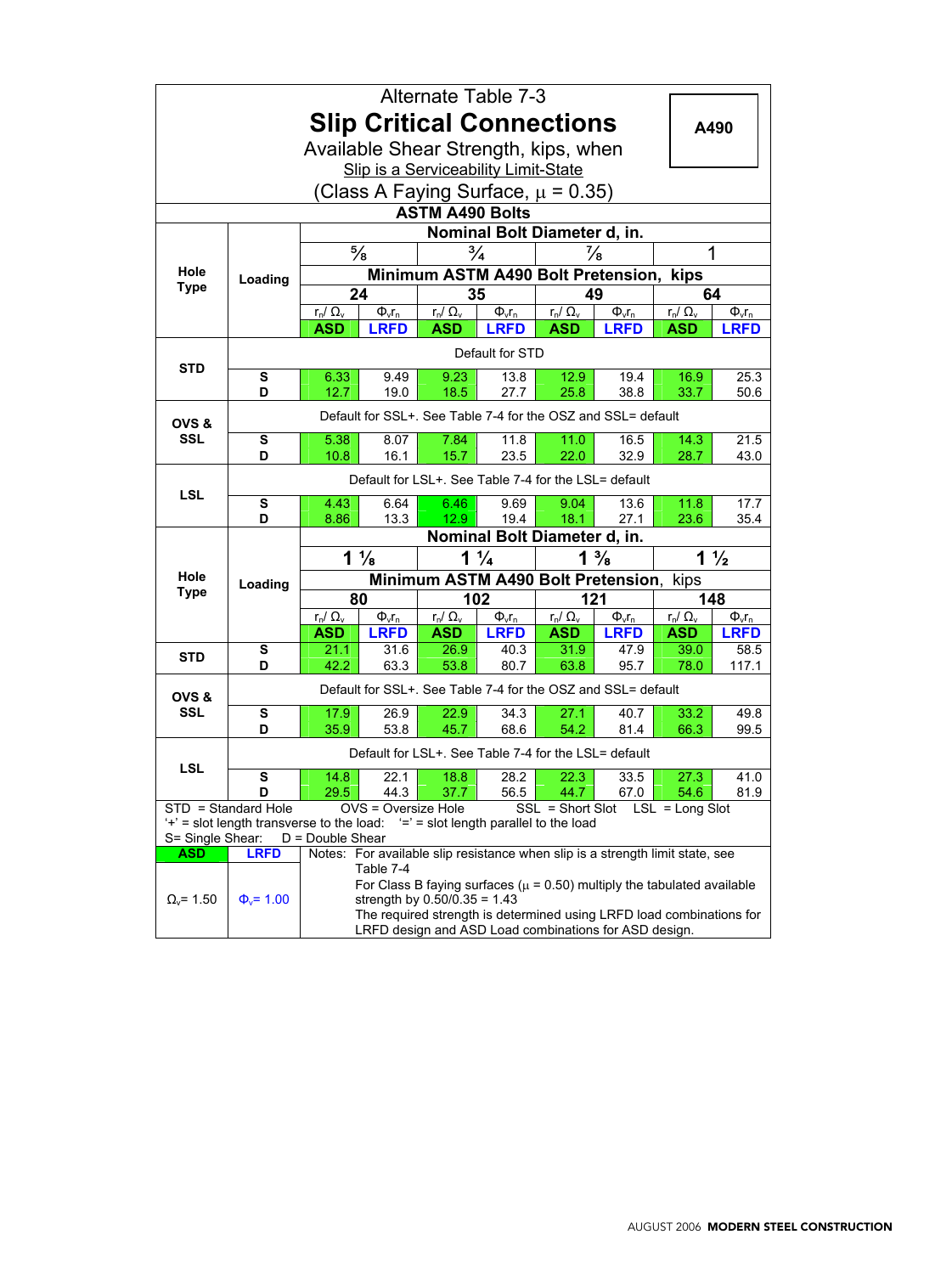# Alternate Table 7-3

## Slip Critical Connections

Available Shear Strength, kips, when Slip is a Serviceability Limit-State

(Class A Faying Surface, $\mu$ = 0.35)

**A490**

**ASTM A490 Bolts**

| Hole Type | Loading | Nominal Bolt Diameter d, in. | | | | | | | |
|---|---|---|---|---|---|---|---|---|---|
| | | 5/8 | | 3/4 | | 7/8 | | 1 | |
| | | Minimum ASTM A490 Bolt Pretension, kips | | | | | | | |
| | | 24 | | 35 | | 49 | | 64 | |
| | | $r_n/\Omega_v$ ASD | $\Phi_v r_n$ LRFD | $r_n/\Omega_v$ ASD | $\Phi_v r_n$ LRFD | $r_n/\Omega_v$ ASD | $\Phi_v r_n$ LRFD | $r_n/\Omega_v$ ASD | $\Phi_v r_n$ LRFD |
| STD | | Default for STD | | | | | | | |
| | S | 6.33 | 9.49 | 9.23 | 13.8 | 12.9 | 19.4 | 16.9 | 25.3 |
| | D | 12.7 | 19.0 | 18.5 | 27.7 | 25.8 | 38.8 | 33.7 | 50.6 |
| OVS & SSL | | Default for SSL+. See Table 7-4 for the OSZ and SSL= default | | | | | | | |
| | S | 5.38 | 8.07 | 7.84 | 11.8 | 11.0 | 16.5 | 14.3 | 21.5 |
| | D | 10.8 | 16.1 | 15.7 | 23.5 | 22.0 | 32.9 | 28.7 | 43.0 |
| LSL | | Default for LSL+. See Table 7-4 for the LSL= default | | | | | | | |
| | S | 4.43 | 6.64 | 6.46 | 9.69 | 9.04 | 13.6 | 11.8 | 17.7 |
| | D | 8.86 | 13.3 | 12.9 | 19.4 | 18.1 | 27.1 | 23.6 | 35.4 |

| Hole Type | Loading | Nominal Bolt Diameter d, in. | | | | | | | |
|---|---|---|---|---|---|---|---|---|---|
| | | 1 1/8 | | 1 1/4 | | 1 3/8 | | 1 1/2 | |
| | | Minimum ASTM A490 Bolt Pretension, kips | | | | | | | |
| | | 80 | | 102 | | 121 | | 148 | |
| | | $r_n/\Omega_v$ ASD | $\Phi_v r_n$ LRFD | $r_n/\Omega_v$ ASD | $\Phi_v r_n$ LRFD | $r_n/\Omega_v$ ASD | $\Phi_v r_n$ LRFD | $r_n/\Omega_v$ ASD | $\Phi_v r_n$ LRFD |
| STD | S | 21.1 | 31.6 | 26.9 | 40.3 | 31.9 | 47.9 | 39.0 | 58.5 |
| | D | 42.2 | 63.3 | 53.8 | 80.7 | 63.8 | 95.7 | 78.0 | 117.1 |
| OVS & SSL | | Default for SSL+. See Table 7-4 for the OSZ and SSL= default | | | | | | | |
| | S | 17.9 | 26.9 | 22.9 | 34.3 | 27.1 | 40.7 | 33.2 | 49.8 |
| | D | 35.9 | 53.8 | 45.7 | 68.6 | 54.2 | 81.4 | 66.3 | 99.5 |
| LSL | | Default for LSL+. See Table 7-4 for the LSL= default | | | | | | | |
| | S | 14.8 | 22.1 | 18.8 | 28.2 | 22.3 | 33.5 | 27.3 | 41.0 |
| | D | 29.5 | 44.3 | 37.7 | 56.5 | 44.7 | 67.0 | 54.6 | 81.9 |

STD = Standard Hole OVS = Oversize Hole SSL = Short Slot LSL = Long Slot
'+' = slot length transverse to the load: '=' = slot length parallel to the load
S= Single Shear: D = Double Shear

| ASD | LRFD | Notes |
|---|---|---|
| $\Omega_v$= 1.50 | $\Phi_v$= 1.00 | For available slip resistance when slip is a strength limit state, see Table 7-4<br>For Class B faying surfaces ($\mu$ = 0.50) multiply the tabulated available strength by 0.50/0.35 = 1.43<br>The required strength is determined using LRFD load combinations for LRFD design and ASD Load combinations for ASD design. |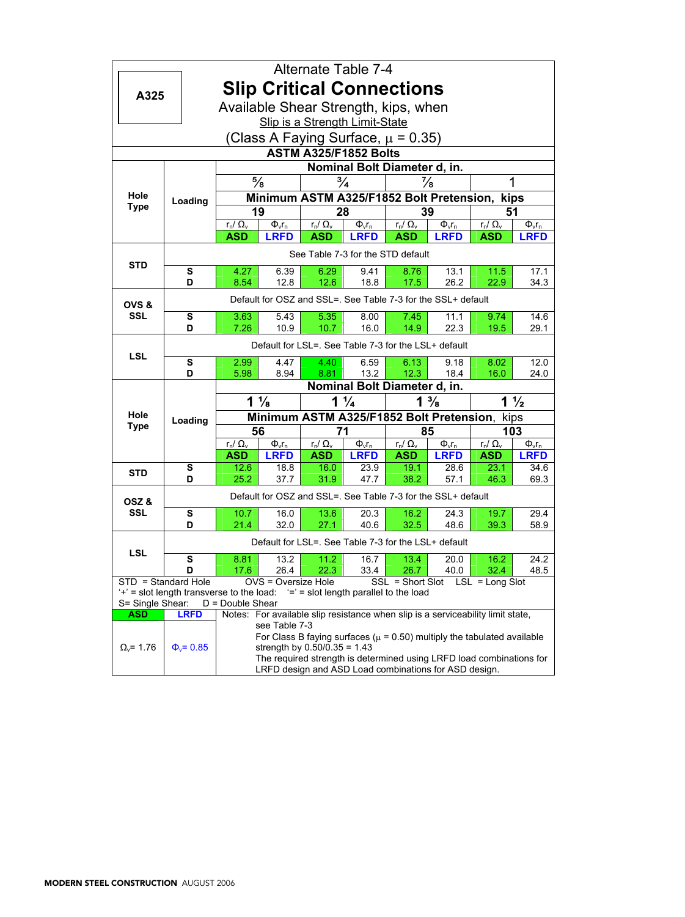# Alternate Table 7-4

## Slip Critical Connections

**A325**

Available Shear Strength, kips, when

Slip is a Strength Limit-State

(Class A Faying Surface, $\mu$ = 0.35)

**ASTM A325/F1852 Bolts**

| Hole Type | Loading | Nominal Bolt Diameter d, in. | | | | | | | |
|---|---|---|---|---|---|---|---|---|---|
| | | ⅝ | | ¾ | | ⅞ | | 1 | |
| | | Minimum ASTM A325/F1852 Bolt Pretension, kips | | | | | | | |
| | | 19 | | 28 | | 39 | | 51 | |
| | | $r_n/\Omega_v$ | $\Phi_v r_n$ | $r_n/\Omega_v$ | $\Phi_v r_n$ | $r_n/\Omega_v$ | $\Phi_v r_n$ | $r_n/\Omega_v$ | $\Phi_v r_n$ |
| | | ASD | LRFD | ASD | LRFD | ASD | LRFD | ASD | LRFD |
| STD | | See Table 7-3 for the STD default | | | | | | | |
| | S | 4.27 | 6.39 | 6.29 | 9.41 | 8.76 | 13.1 | 11.5 | 17.1 |
| | D | 8.54 | 12.8 | 12.6 | 18.8 | 17.5 | 26.2 | 22.9 | 34.3 |
| OVS & SSL | | Default for OSZ and SSL=. See Table 7-3 for the SSL+ default | | | | | | | |
| | S | 3.63 | 5.43 | 5.35 | 8.00 | 7.45 | 11.1 | 9.74 | 14.6 |
| | D | 7.26 | 10.9 | 10.7 | 16.0 | 14.9 | 22.3 | 19.5 | 29.1 |
| LSL | | Default for LSL=. See Table 7-3 for the LSL+ default | | | | | | | |
| | S | 2.99 | 4.47 | 4.40 | 6.59 | 6.13 | 9.18 | 8.02 | 12.0 |
| | D | 5.98 | 8.94 | 8.81 | 13.2 | 12.3 | 18.4 | 16.0 | 24.0 |

| Hole Type | Loading | Nominal Bolt Diameter d, in. | | | | | | | |
|---|---|---|---|---|---|---|---|---|---|
| | | 1 ⅛ | | 1 ¼ | | 1 ⅜ | | 1 ½ | |
| | | Minimum ASTM A325/F1852 Bolt Pretension, kips | | | | | | | |
| | | 56 | | 71 | | 85 | | 103 | |
| | | $r_n/\Omega_v$ | $\Phi_v r_n$ | $r_n/\Omega_v$ | $\Phi_v r_n$ | $r_n/\Omega_v$ | $\Phi_v r_n$ | $r_n/\Omega_v$ | $\Phi_v r_n$ |
| | | ASD | LRFD | ASD | LRFD | ASD | LRFD | ASD | LRFD |
| STD | S | 12.6 | 18.8 | 16.0 | 23.9 | 19.1 | 28.6 | 23.1 | 34.6 |
| | D | 25.2 | 37.7 | 31.9 | 47.7 | 38.2 | 57.1 | 46.3 | 69.3 |
| OSZ & SSL | | Default for OSZ and SSL=. See Table 7-3 for the SSL+ default | | | | | | | |
| | S | 10.7 | 16.0 | 13.6 | 20.3 | 16.2 | 24.3 | 19.7 | 29.4 |
| | D | 21.4 | 32.0 | 27.1 | 40.6 | 32.5 | 48.6 | 39.3 | 58.9 |
| LSL | | Default for LSL=. See Table 7-3 for the LSL+ default | | | | | | | |
| | S | 8.81 | 13.2 | 11.2 | 16.7 | 13.4 | 20.0 | 16.2 | 24.2 |
| | D | 17.6 | 26.4 | 22.3 | 33.4 | 26.7 | 40.0 | 32.4 | 48.5 |

STD = Standard Hole   OVS = Oversize Hole   SSL = Short Slot   LSL = Long Slot

'+' = slot length transverse to the load: '=' = slot length parallel to the load

S= Single Shear:   D = Double Shear

| ASD | LRFD |
|---|---|
| $\Omega_v$= 1.76 | $\Phi_v$= 0.85 |

Notes: For available slip resistance when slip is a serviceability limit state, see Table 7-3

For Class B faying surfaces ($\mu$ = 0.50) multiply the tabulated available strength by 0.50/0.35 = 1.43

The required strength is determined using LRFD load combinations for LRFD design and ASD Load combinations for ASD design.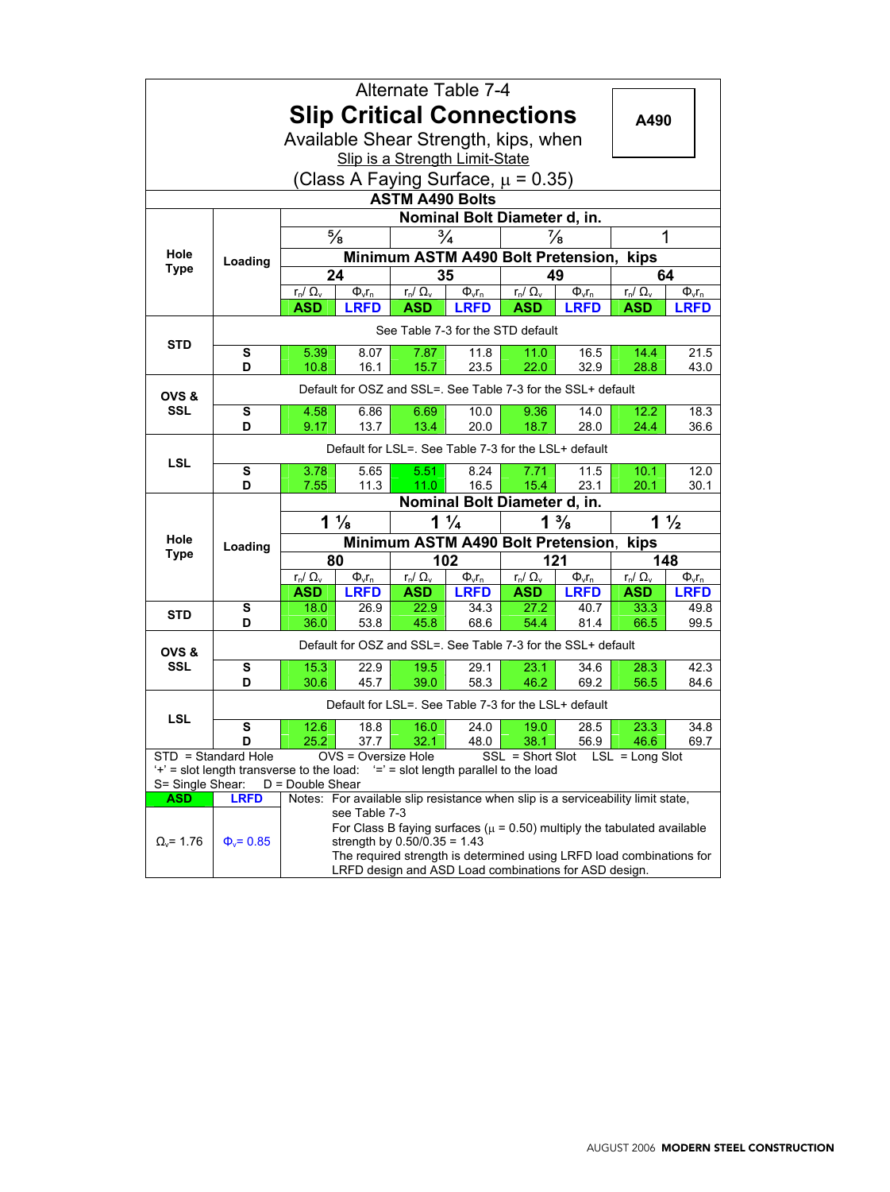Alternate Table 7-4

# Slip Critical Connections

Available Shear Strength, kips, when

Slip is a Strength Limit-State

(Class A Faying Surface, $\mu$ = 0.35)

**A490**

**ASTM A490 Bolts**

| Hole Type | Loading | Nominal Bolt Diameter d, in. | | | | | | | |
|---|---|---|---|---|---|---|---|---|---|
| | | ⅝ | | ¾ | | ⅞ | | 1 | |
| | | Minimum ASTM A490 Bolt Pretension, kips | | | | | | | |
| | | 24 | | 35 | | 49 | | 64 | |
| | | $r_n/\Omega_v$ | $\Phi_v r_n$ | $r_n/\Omega_v$ | $\Phi_v r_n$ | $r_n/\Omega_v$ | $\Phi_v r_n$ | $r_n/\Omega_v$ | $\Phi_v r_n$ |
| | | ASD | LRFD | ASD | LRFD | ASD | LRFD | ASD | LRFD |
| STD | | See Table 7-3 for the STD default | | | | | | | |
| | S | 5.39 | 8.07 | 7.87 | 11.8 | 11.0 | 16.5 | 14.4 | 21.5 |
| | D | 10.8 | 16.1 | 15.7 | 23.5 | 22.0 | 32.9 | 28.8 | 43.0 |
| OVS & SSL | | Default for OSZ and SSL=. See Table 7-3 for the SSL+ default | | | | | | | |
| | S | 4.58 | 6.86 | 6.69 | 10.0 | 9.36 | 14.0 | 12.2 | 18.3 |
| | D | 9.17 | 13.7 | 13.4 | 20.0 | 18.7 | 28.0 | 24.4 | 36.6 |
| LSL | | Default for LSL=. See Table 7-3 for the LSL+ default | | | | | | | |
| | S | 3.78 | 5.65 | 5.51 | 8.24 | 7.71 | 11.5 | 10.1 | 12.0 |
| | D | 7.55 | 11.3 | 11.0 | 16.5 | 15.4 | 23.1 | 20.1 | 30.1 |
| Hole Type | Loading | Nominal Bolt Diameter d, in. | | | | | | | |
| | | 1 ⅛ | | 1 ¼ | | 1 ⅜ | | 1 ½ | |
| | | Minimum ASTM A490 Bolt Pretension, kips | | | | | | | |
| | | 80 | | 102 | | 121 | | 148 | |
| | | $r_n/\Omega_v$ | $\Phi_v r_n$ | $r_n/\Omega_v$ | $\Phi_v r_n$ | $r_n/\Omega_v$ | $\Phi_v r_n$ | $r_n/\Omega_v$ | $\Phi_v r_n$ |
| | | ASD | LRFD | ASD | LRFD | ASD | LRFD | ASD | LRFD |
| STD | S | 18.0 | 26.9 | 22.9 | 34.3 | 27.2 | 40.7 | 33.3 | 49.8 |
| | D | 36.0 | 53.8 | 45.8 | 68.6 | 54.4 | 81.4 | 66.5 | 99.5 |
| OVS & SSL | | Default for OSZ and SSL=. See Table 7-3 for the SSL+ default | | | | | | | |
| | S | 15.3 | 22.9 | 19.5 | 29.1 | 23.1 | 34.6 | 28.3 | 42.3 |
| | D | 30.6 | 45.7 | 39.0 | 58.3 | 46.2 | 69.2 | 56.5 | 84.6 |
| LSL | | Default for LSL=. See Table 7-3 for the LSL+ default | | | | | | | |
| | S | 12.6 | 18.8 | 16.0 | 24.0 | 19.0 | 28.5 | 23.3 | 34.8 |
| | D | 25.2 | 37.7 | 32.1 | 48.0 | 38.1 | 56.9 | 46.6 | 69.7 |

STD = Standard Hole   OVS = Oversize Hole   SSL = Short Slot   LSL = Long Slot
'+' = slot length transverse to the load:   '=' = slot length parallel to the load
S= Single Shear:   D = Double Shear

| ASD | LRFD | Notes |
|---|---|---|
| $\Omega_v$= 1.76 | $\Phi_v$= 0.85 | Notes: For available slip resistance when slip is a serviceability limit state, see Table 7-3<br>For Class B faying surfaces ($\mu$ = 0.50) multiply the tabulated available strength by 0.50/0.35 = 1.43<br>The required strength is determined using LRFD load combinations for LRFD design and ASD Load combinations for ASD design. |